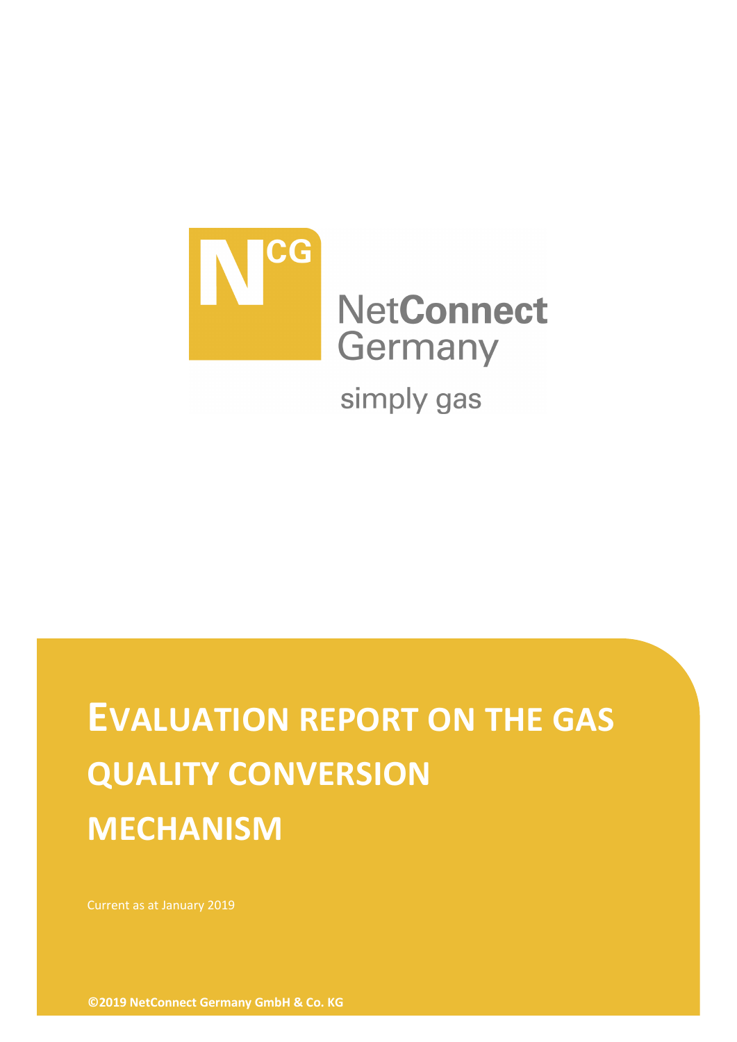NetConnect Germany

simply gas

# EVALUATION REPORT ON THE GAS QUALITY CONVERSION MECHANISM

Current as at January 2019

**©2019 NetConnect Germany GmbH & Co. KG**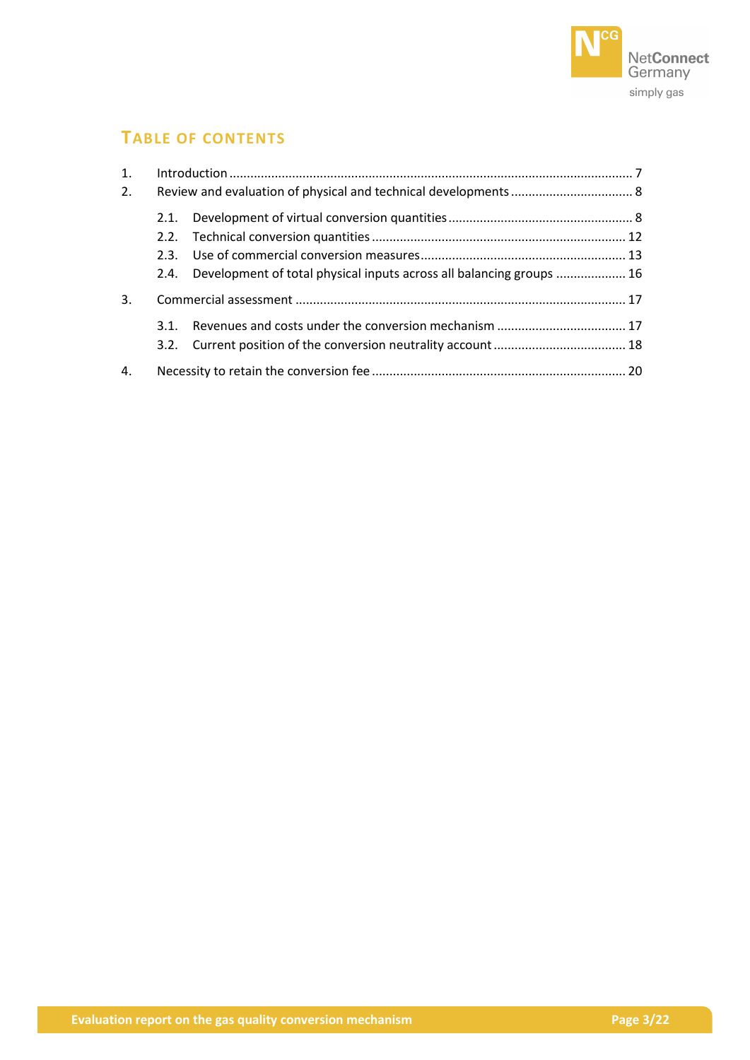# Table of contents

1. Introduction ... 7
2. Review and evaluation of physical and technical developments ... 8
   - 2.1. Development of virtual conversion quantities ... 8
   - 2.2. Technical conversion quantities ... 12
   - 2.3. Use of commercial conversion measures ... 13
   - 2.4. Development of total physical inputs across all balancing groups ... 16
3. Commercial assessment ... 17
   - 3.1. Revenues and costs under the conversion mechanism ... 17
   - 3.2. Current position of the conversion neutrality account ... 18
4. Necessity to retain the conversion fee ... 20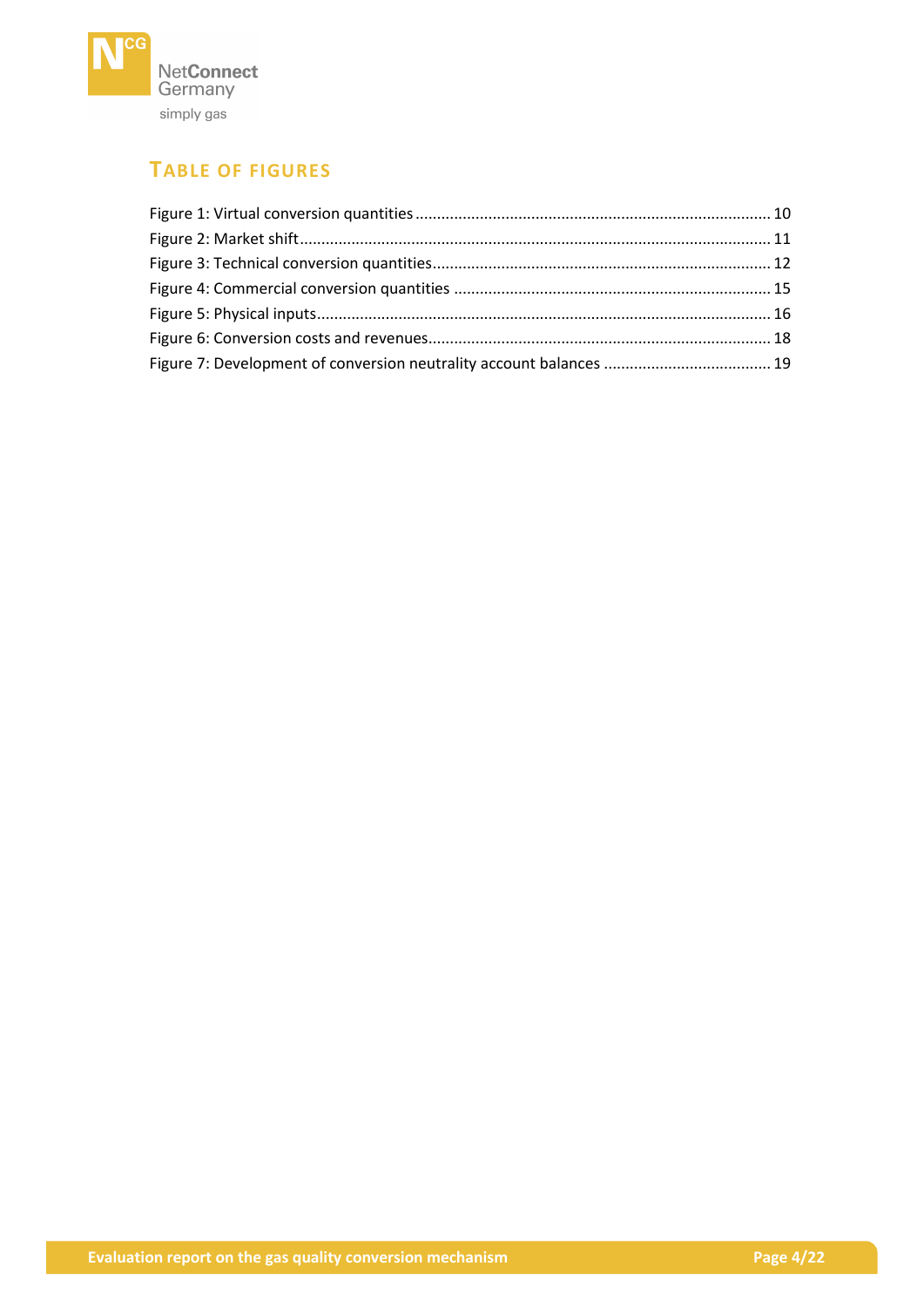## TABLE OF FIGURES

Figure 1: Virtual conversion quantities ........ 10
Figure 2: Market shift ........ 11
Figure 3: Technical conversion quantities ........ 12
Figure 4: Commercial conversion quantities ........ 15
Figure 5: Physical inputs ........ 16
Figure 6: Conversion costs and revenues ........ 18
Figure 7: Development of conversion neutrality account balances ........ 19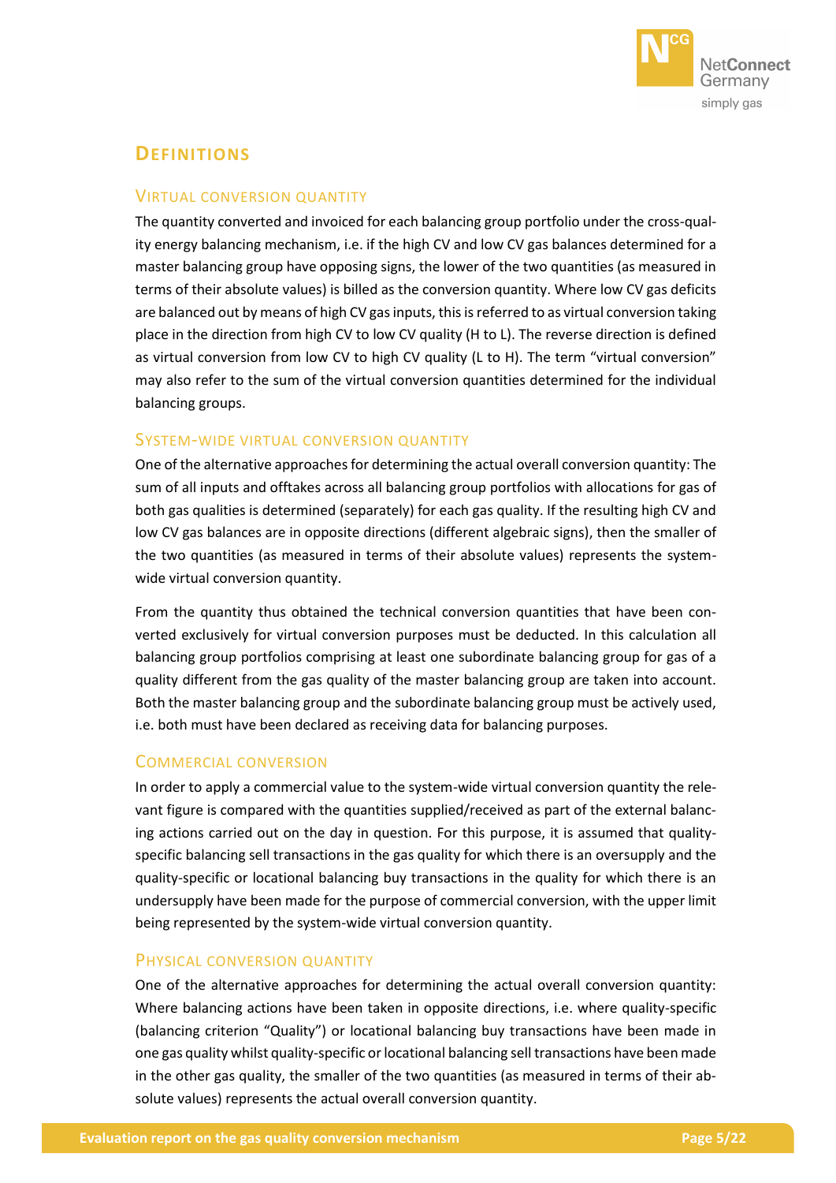## Definitions

### Virtual conversion quantity

The quantity converted and invoiced for each balancing group portfolio under the cross-quality energy balancing mechanism, i.e. if the high CV and low CV gas balances determined for a master balancing group have opposing signs, the lower of the two quantities (as measured in terms of their absolute values) is billed as the conversion quantity. Where low CV gas deficits are balanced out by means of high CV gas inputs, this is referred to as virtual conversion taking place in the direction from high CV to low CV quality (H to L). The reverse direction is defined as virtual conversion from low CV to high CV quality (L to H). The term "virtual conversion" may also refer to the sum of the virtual conversion quantities determined for the individual balancing groups.

### System-wide virtual conversion quantity

One of the alternative approaches for determining the actual overall conversion quantity: The sum of all inputs and offtakes across all balancing group portfolios with allocations for gas of both gas qualities is determined (separately) for each gas quality. If the resulting high CV and low CV gas balances are in opposite directions (different algebraic signs), then the smaller of the two quantities (as measured in terms of their absolute values) represents the system-wide virtual conversion quantity.

From the quantity thus obtained the technical conversion quantities that have been converted exclusively for virtual conversion purposes must be deducted. In this calculation all balancing group portfolios comprising at least one subordinate balancing group for gas of a quality different from the gas quality of the master balancing group are taken into account. Both the master balancing group and the subordinate balancing group must be actively used, i.e. both must have been declared as receiving data for balancing purposes.

### Commercial conversion

In order to apply a commercial value to the system-wide virtual conversion quantity the relevant figure is compared with the quantities supplied/received as part of the external balancing actions carried out on the day in question. For this purpose, it is assumed that quality-specific balancing sell transactions in the gas quality for which there is an oversupply and the quality-specific or locational balancing buy transactions in the quality for which there is an undersupply have been made for the purpose of commercial conversion, with the upper limit being represented by the system-wide virtual conversion quantity.

### Physical conversion quantity

One of the alternative approaches for determining the actual overall conversion quantity: Where balancing actions have been taken in opposite directions, i.e. where quality-specific (balancing criterion "Quality") or locational balancing buy transactions have been made in one gas quality whilst quality-specific or locational balancing sell transactions have been made in the other gas quality, the smaller of the two quantities (as measured in terms of their absolute values) represents the actual overall conversion quantity.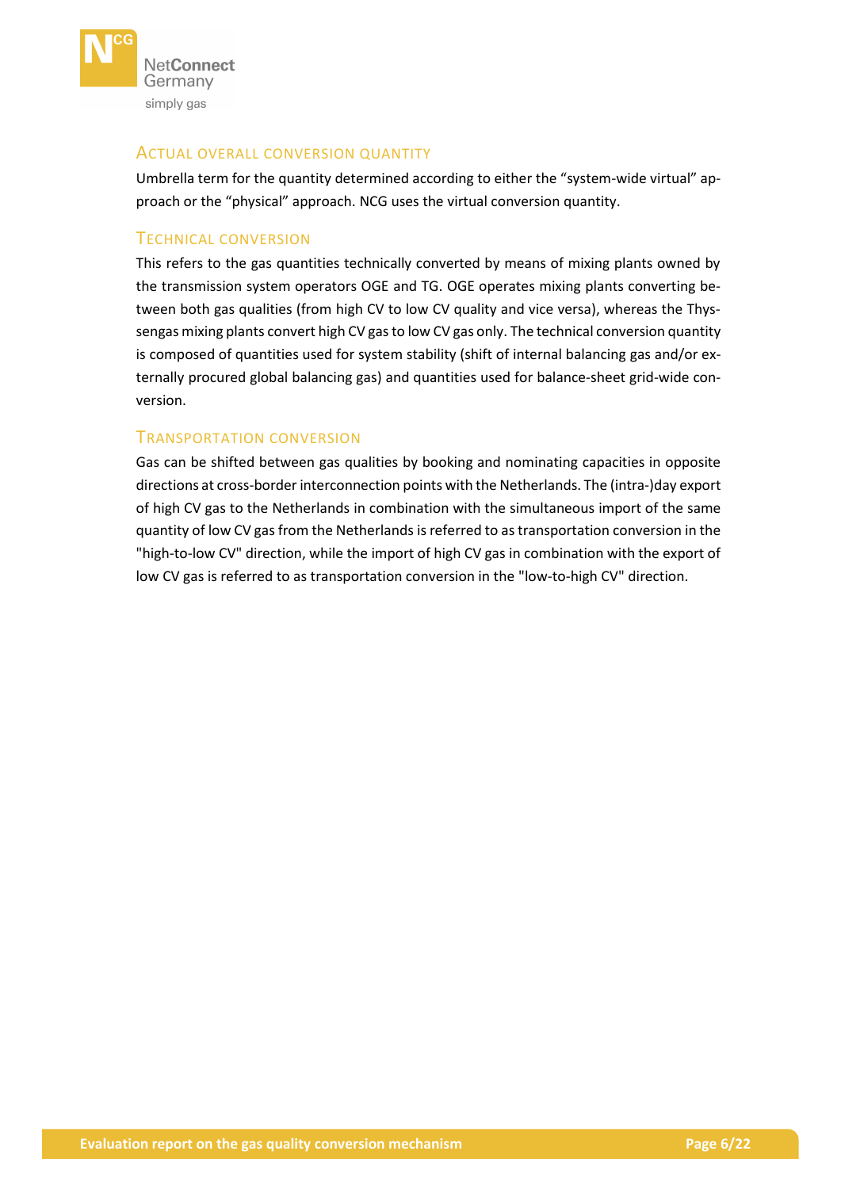## Actual overall conversion quantity

Umbrella term for the quantity determined according to either the "system-wide virtual" approach or the "physical" approach. NCG uses the virtual conversion quantity.

## Technical conversion

This refers to the gas quantities technically converted by means of mixing plants owned by the transmission system operators OGE and TG. OGE operates mixing plants converting between both gas qualities (from high CV to low CV quality and vice versa), whereas the Thyssengas mixing plants convert high CV gas to low CV gas only. The technical conversion quantity is composed of quantities used for system stability (shift of internal balancing gas and/or externally procured global balancing gas) and quantities used for balance-sheet grid-wide conversion.

## Transportation conversion

Gas can be shifted between gas qualities by booking and nominating capacities in opposite directions at cross-border interconnection points with the Netherlands. The (intra-)day export of high CV gas to the Netherlands in combination with the simultaneous import of the same quantity of low CV gas from the Netherlands is referred to as transportation conversion in the "high-to-low CV" direction, while the import of high CV gas in combination with the export of low CV gas is referred to as transportation conversion in the "low-to-high CV" direction.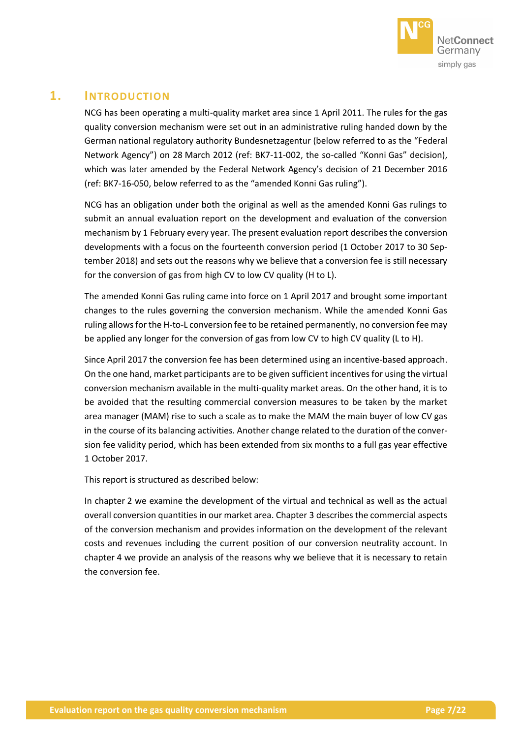# 1. Introduction

NCG has been operating a multi-quality market area since 1 April 2011. The rules for the gas quality conversion mechanism were set out in an administrative ruling handed down by the German national regulatory authority Bundesnetzagentur (below referred to as the "Federal Network Agency") on 28 March 2012 (ref: BK7-11-002, the so-called "Konni Gas" decision), which was later amended by the Federal Network Agency's decision of 21 December 2016 (ref: BK7-16-050, below referred to as the "amended Konni Gas ruling").

NCG has an obligation under both the original as well as the amended Konni Gas rulings to submit an annual evaluation report on the development and evaluation of the conversion mechanism by 1 February every year. The present evaluation report describes the conversion developments with a focus on the fourteenth conversion period (1 October 2017 to 30 September 2018) and sets out the reasons why we believe that a conversion fee is still necessary for the conversion of gas from high CV to low CV quality (H to L).

The amended Konni Gas ruling came into force on 1 April 2017 and brought some important changes to the rules governing the conversion mechanism. While the amended Konni Gas ruling allows for the H-to-L conversion fee to be retained permanently, no conversion fee may be applied any longer for the conversion of gas from low CV to high CV quality (L to H).

Since April 2017 the conversion fee has been determined using an incentive-based approach. On the one hand, market participants are to be given sufficient incentives for using the virtual conversion mechanism available in the multi-quality market areas. On the other hand, it is to be avoided that the resulting commercial conversion measures to be taken by the market area manager (MAM) rise to such a scale as to make the MAM the main buyer of low CV gas in the course of its balancing activities. Another change related to the duration of the conversion fee validity period, which has been extended from six months to a full gas year effective 1 October 2017.

This report is structured as described below:

In chapter 2 we examine the development of the virtual and technical as well as the actual overall conversion quantities in our market area. Chapter 3 describes the commercial aspects of the conversion mechanism and provides information on the development of the relevant costs and revenues including the current position of our conversion neutrality account. In chapter 4 we provide an analysis of the reasons why we believe that it is necessary to retain the conversion fee.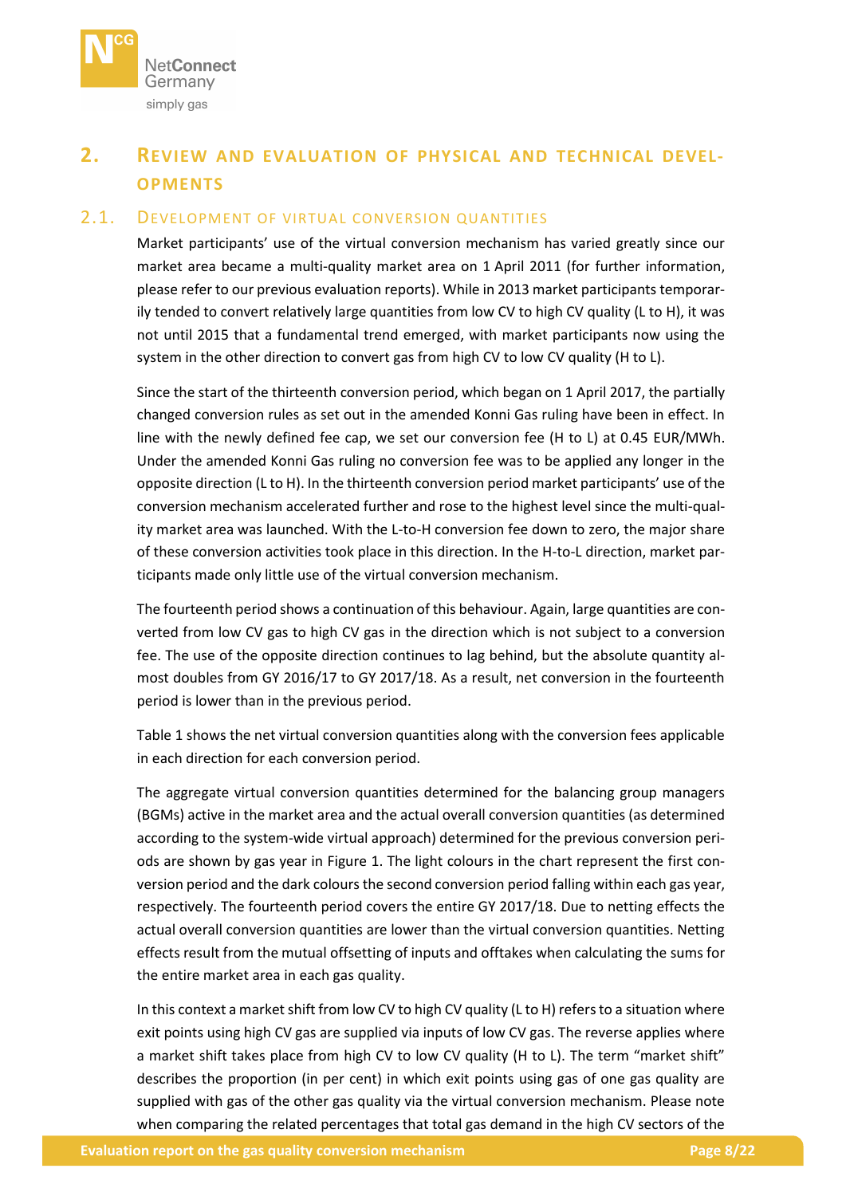## 2. Review and evaluation of physical and technical developments

### 2.1. Development of virtual conversion quantities

Market participants' use of the virtual conversion mechanism has varied greatly since our market area became a multi-quality market area on 1 April 2011 (for further information, please refer to our previous evaluation reports). While in 2013 market participants temporarily tended to convert relatively large quantities from low CV to high CV quality (L to H), it was not until 2015 that a fundamental trend emerged, with market participants now using the system in the other direction to convert gas from high CV to low CV quality (H to L).

Since the start of the thirteenth conversion period, which began on 1 April 2017, the partially changed conversion rules as set out in the amended Konni Gas ruling have been in effect. In line with the newly defined fee cap, we set our conversion fee (H to L) at 0.45 EUR/MWh. Under the amended Konni Gas ruling no conversion fee was to be applied any longer in the opposite direction (L to H). In the thirteenth conversion period market participants' use of the conversion mechanism accelerated further and rose to the highest level since the multi-quality market area was launched. With the L-to-H conversion fee down to zero, the major share of these conversion activities took place in this direction. In the H-to-L direction, market participants made only little use of the virtual conversion mechanism.

The fourteenth period shows a continuation of this behaviour. Again, large quantities are converted from low CV gas to high CV gas in the direction which is not subject to a conversion fee. The use of the opposite direction continues to lag behind, but the absolute quantity almost doubles from GY 2016/17 to GY 2017/18. As a result, net conversion in the fourteenth period is lower than in the previous period.

Table 1 shows the net virtual conversion quantities along with the conversion fees applicable in each direction for each conversion period.

The aggregate virtual conversion quantities determined for the balancing group managers (BGMs) active in the market area and the actual overall conversion quantities (as determined according to the system-wide virtual approach) determined for the previous conversion periods are shown by gas year in Figure 1. The light colours in the chart represent the first conversion period and the dark colours the second conversion period falling within each gas year, respectively. The fourteenth period covers the entire GY 2017/18. Due to netting effects the actual overall conversion quantities are lower than the virtual conversion quantities. Netting effects result from the mutual offsetting of inputs and offtakes when calculating the sums for the entire market area in each gas quality.

In this context a market shift from low CV to high CV quality (L to H) refers to a situation where exit points using high CV gas are supplied via inputs of low CV gas. The reverse applies where a market shift takes place from high CV to low CV quality (H to L). The term "market shift" describes the proportion (in per cent) in which exit points using gas of one gas quality are supplied with gas of the other gas quality via the virtual conversion mechanism. Please note when comparing the related percentages that total gas demand in the high CV sectors of the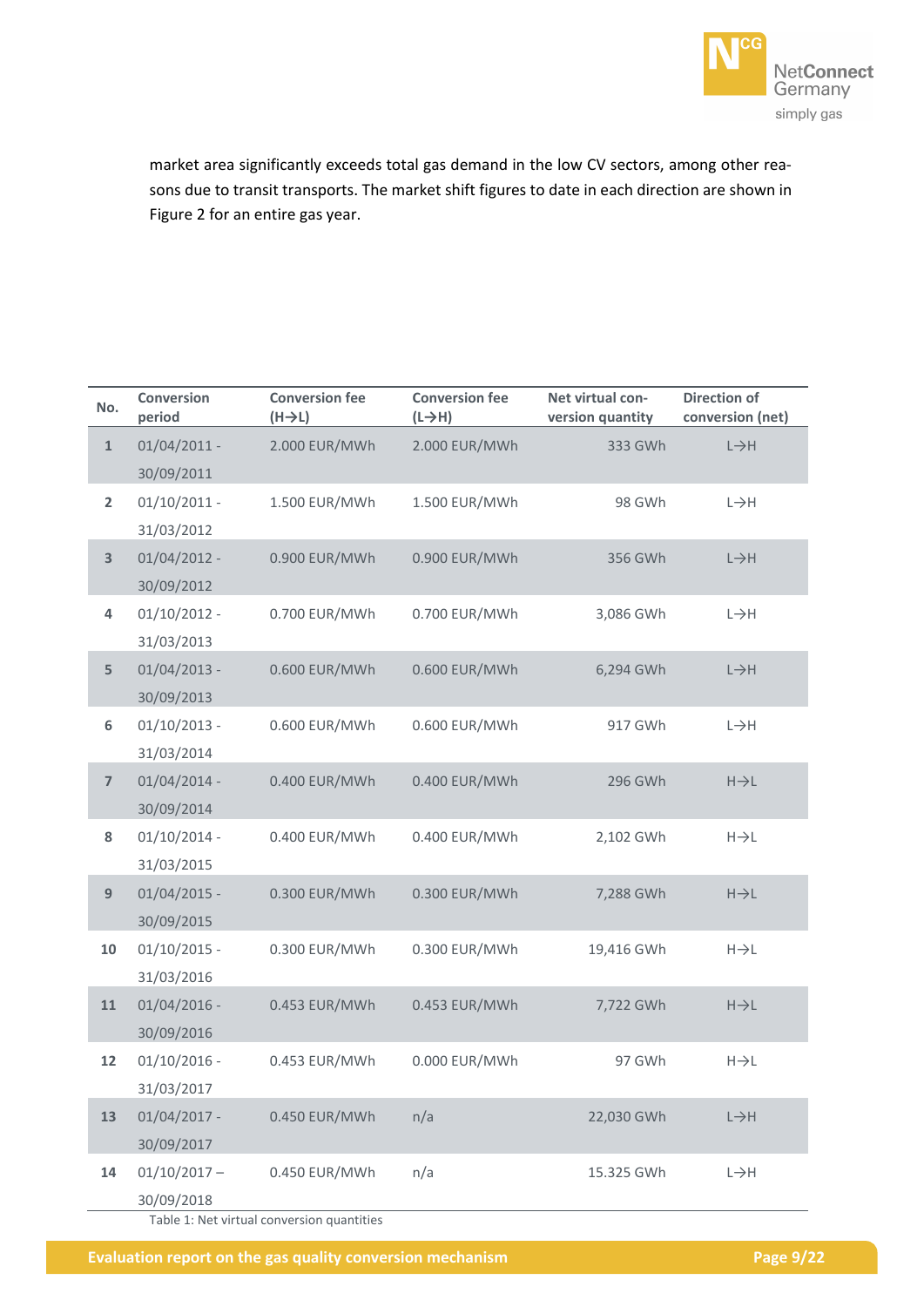market area significantly exceeds total gas demand in the low CV sectors, among other reasons due to transit transports. The market shift figures to date in each direction are shown in Figure 2 for an entire gas year.

| No. | Conversion period | Conversion fee (H→L) | Conversion fee (L→H) | Net virtual conversion quantity | Direction of conversion (net) |
|---|---|---|---|---|---|
| 1 | 01/04/2011 - 30/09/2011 | 2.000 EUR/MWh | 2.000 EUR/MWh | 333 GWh | L→H |
| 2 | 01/10/2011 - 31/03/2012 | 1.500 EUR/MWh | 1.500 EUR/MWh | 98 GWh | L→H |
| 3 | 01/04/2012 - 30/09/2012 | 0.900 EUR/MWh | 0.900 EUR/MWh | 356 GWh | L→H |
| 4 | 01/10/2012 - 31/03/2013 | 0.700 EUR/MWh | 0.700 EUR/MWh | 3,086 GWh | L→H |
| 5 | 01/04/2013 - 30/09/2013 | 0.600 EUR/MWh | 0.600 EUR/MWh | 6,294 GWh | L→H |
| 6 | 01/10/2013 - 31/03/2014 | 0.600 EUR/MWh | 0.600 EUR/MWh | 917 GWh | L→H |
| 7 | 01/04/2014 - 30/09/2014 | 0.400 EUR/MWh | 0.400 EUR/MWh | 296 GWh | H→L |
| 8 | 01/10/2014 - 31/03/2015 | 0.400 EUR/MWh | 0.400 EUR/MWh | 2,102 GWh | H→L |
| 9 | 01/04/2015 - 30/09/2015 | 0.300 EUR/MWh | 0.300 EUR/MWh | 7,288 GWh | H→L |
| 10 | 01/10/2015 - 31/03/2016 | 0.300 EUR/MWh | 0.300 EUR/MWh | 19,416 GWh | H→L |
| 11 | 01/04/2016 - 30/09/2016 | 0.453 EUR/MWh | 0.453 EUR/MWh | 7,722 GWh | H→L |
| 12 | 01/10/2016 - 31/03/2017 | 0.453 EUR/MWh | 0.000 EUR/MWh | 97 GWh | H→L |
| 13 | 01/04/2017 - 30/09/2017 | 0.450 EUR/MWh | n/a | 22,030 GWh | L→H |
| 14 | 01/10/2017 – 30/09/2018 | 0.450 EUR/MWh | n/a | 15.325 GWh | L→H |

Table 1: Net virtual conversion quantities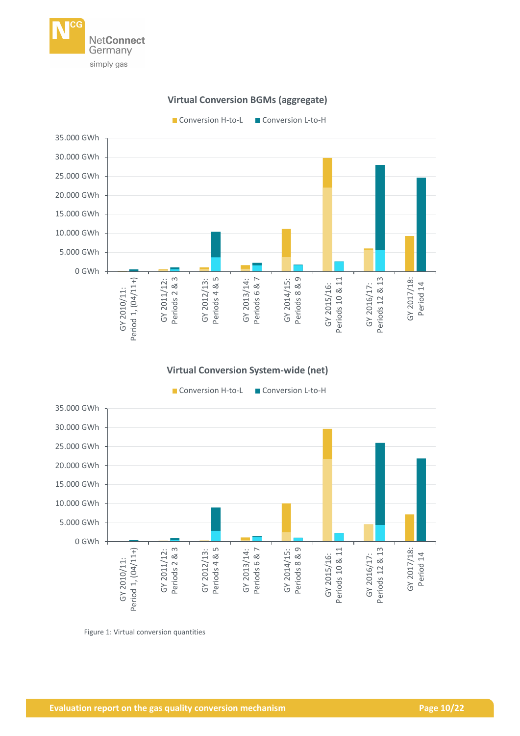**Virtual Conversion BGMs (aggregate)**

Conversion H-to-L | Conversion L-to-H

35.000 GWh
30.000 GWh
25.000 GWh
20.000 GWh
15.000 GWh
10.000 GWh
5.000 GWh
0 GWh

GY 2010/11: Period 1, (04/11+) | GY 2011/12: Periods 2 & 3 | GY 2012/13: Periods 4 & 5 | GY 2013/14: Periods 6 & 7 | GY 2014/15: Periods 8 & 9 | GY 2015/16: Periods 10 & 11 | GY 2016/17: Periods 12 & 13 | GY 2017/18: Period 14

**Virtual Conversion System-wide (net)**

Conversion H-to-L | Conversion L-to-H

35.000 GWh
30.000 GWh
25.000 GWh
20.000 GWh
15.000 GWh
10.000 GWh
5.000 GWh
0 GWh

GY 2010/11: Period 1, (04/11+) | GY 2011/12: Periods 2 & 3 | GY 2012/13: Periods 4 & 5 | GY 2013/14: Periods 6 & 7 | GY 2014/15: Periods 8 & 9 | GY 2015/16: Periods 10 & 11 | GY 2016/17: Periods 12 & 13 | GY 2017/18: Period 14

Figure 1: Virtual conversion quantities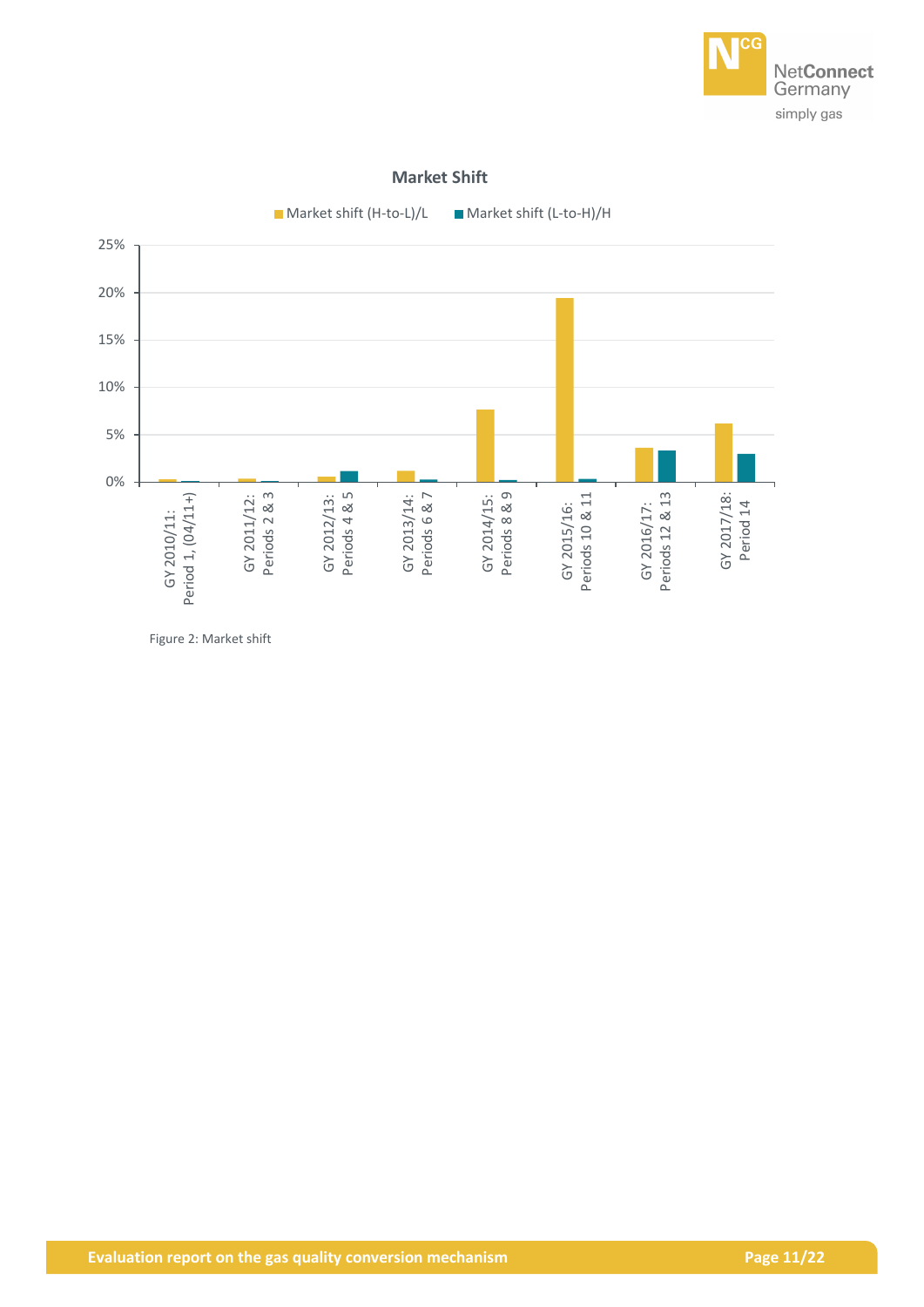**Market Shift**

Market shift (H-to-L)/L | Market shift (L-to-H)/H

Figure 2: Market shift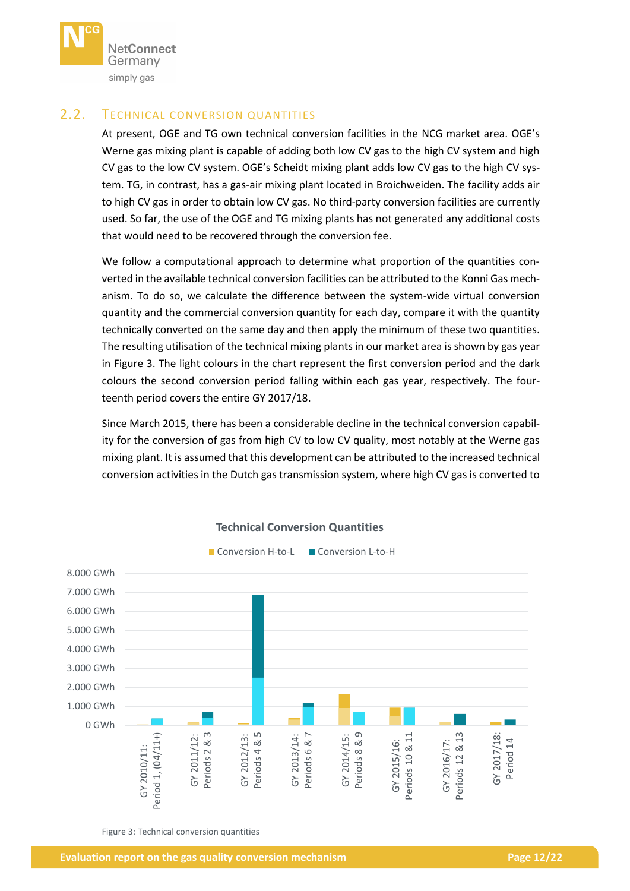## 2.2. Technical conversion quantities

At present, OGE and TG own technical conversion facilities in the NCG market area. OGE's Werne gas mixing plant is capable of adding both low CV gas to the high CV system and high CV gas to the low CV system. OGE's Scheidt mixing plant adds low CV gas to the high CV system. TG, in contrast, has a gas-air mixing plant located in Broichweiden. The facility adds air to high CV gas in order to obtain low CV gas. No third-party conversion facilities are currently used. So far, the use of the OGE and TG mixing plants has not generated any additional costs that would need to be recovered through the conversion fee.

We follow a computational approach to determine what proportion of the quantities converted in the available technical conversion facilities can be attributed to the Konni Gas mechanism. To do so, we calculate the difference between the system-wide virtual conversion quantity and the commercial conversion quantity for each day, compare it with the quantity technically converted on the same day and then apply the minimum of these two quantities. The resulting utilisation of the technical mixing plants in our market area is shown by gas year in Figure 3. The light colours in the chart represent the first conversion period and the dark colours the second conversion period falling within each gas year, respectively. The fourteenth period covers the entire GY 2017/18.

Since March 2015, there has been a considerable decline in the technical conversion capability for the conversion of gas from high CV to low CV quality, most notably at the Werne gas mixing plant. It is assumed that this development can be attributed to the increased technical conversion activities in the Dutch gas transmission system, where high CV gas is converted to

**Technical Conversion Quantities**

Legend: Conversion H-to-L; Conversion L-to-H

Y-axis: 0 GWh – 8.000 GWh

X-axis: GY 2010/11: Period 1, (04/11+); GY 2011/12: Periods 2 & 3; GY 2012/13: Periods 4 & 5; GY 2013/14: Periods 6 & 7; GY 2014/15: Periods 8 & 9; GY 2015/16: Periods 10 & 11; GY 2016/17: Periods 12 & 13; GY 2017/18: Period 14

Figure 3: Technical conversion quantities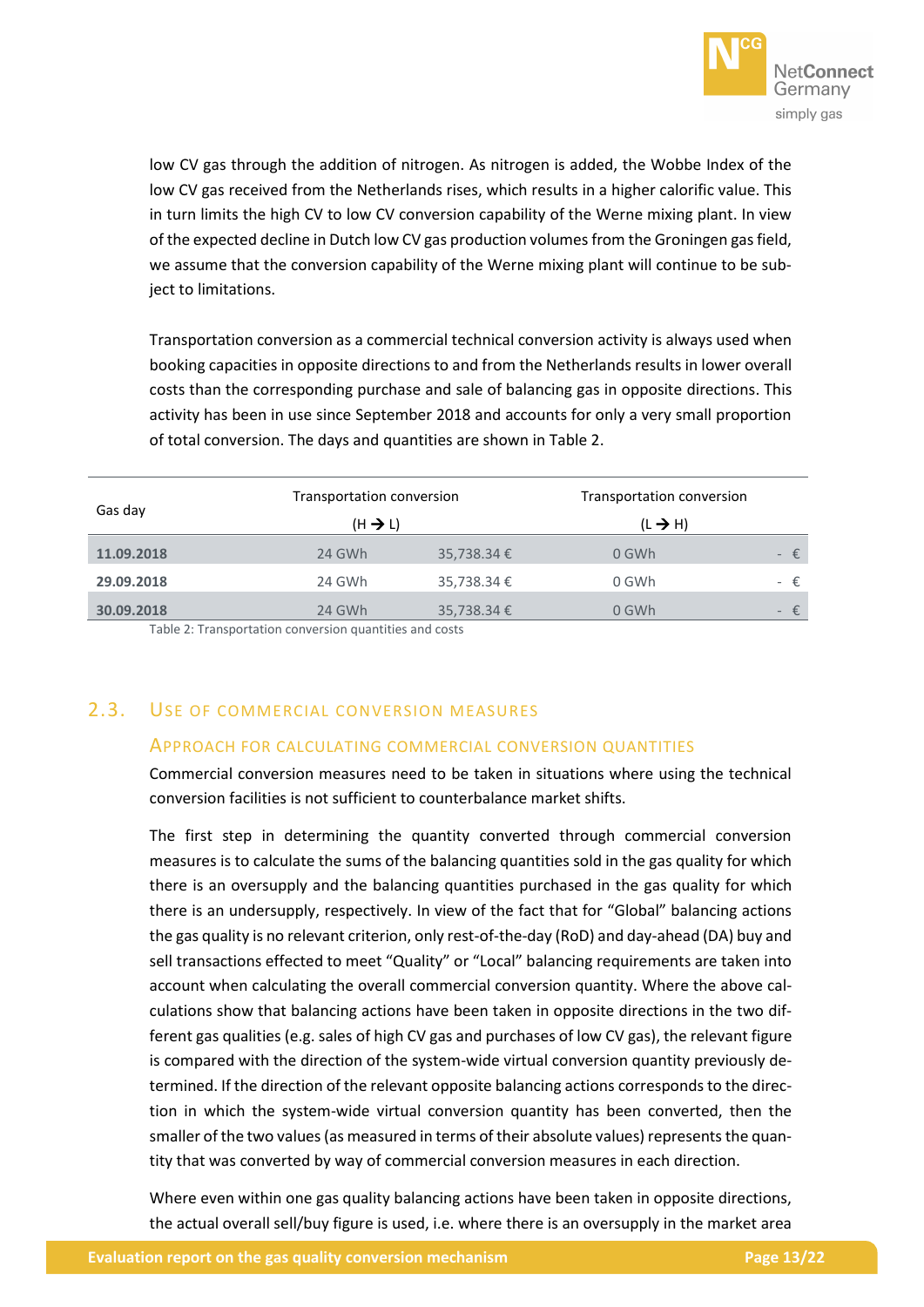low CV gas through the addition of nitrogen. As nitrogen is added, the Wobbe Index of the low CV gas received from the Netherlands rises, which results in a higher calorific value. This in turn limits the high CV to low CV conversion capability of the Werne mixing plant. In view of the expected decline in Dutch low CV gas production volumes from the Groningen gas field, we assume that the conversion capability of the Werne mixing plant will continue to be subject to limitations.

Transportation conversion as a commercial technical conversion activity is always used when booking capacities in opposite directions to and from the Netherlands results in lower overall costs than the corresponding purchase and sale of balancing gas in opposite directions. This activity has been in use since September 2018 and accounts for only a very small proportion of total conversion. The days and quantities are shown in Table 2.

| Gas day | Transportation conversion (H → L) | | Transportation conversion (L → H) | |
|---|---|---|---|---|
| **11.09.2018** | 24 GWh | 35,738.34 € | 0 GWh | - € |
| **29.09.2018** | 24 GWh | 35,738.34 € | 0 GWh | - € |
| **30.09.2018** | 24 GWh | 35,738.34 € | 0 GWh | - € |

Table 2: Transportation conversion quantities and costs

## 2.3. Use of commercial conversion measures

### Approach for calculating commercial conversion quantities

Commercial conversion measures need to be taken in situations where using the technical conversion facilities is not sufficient to counterbalance market shifts.

The first step in determining the quantity converted through commercial conversion measures is to calculate the sums of the balancing quantities sold in the gas quality for which there is an oversupply and the balancing quantities purchased in the gas quality for which there is an undersupply, respectively. In view of the fact that for "Global" balancing actions the gas quality is no relevant criterion, only rest-of-the-day (RoD) and day-ahead (DA) buy and sell transactions effected to meet "Quality" or "Local" balancing requirements are taken into account when calculating the overall commercial conversion quantity. Where the above calculations show that balancing actions have been taken in opposite directions in the two different gas qualities (e.g. sales of high CV gas and purchases of low CV gas), the relevant figure is compared with the direction of the system-wide virtual conversion quantity previously determined. If the direction of the relevant opposite balancing actions corresponds to the direction in which the system-wide virtual conversion quantity has been converted, then the smaller of the two values (as measured in terms of their absolute values) represents the quantity that was converted by way of commercial conversion measures in each direction.

Where even within one gas quality balancing actions have been taken in opposite directions, the actual overall sell/buy figure is used, i.e. where there is an oversupply in the market area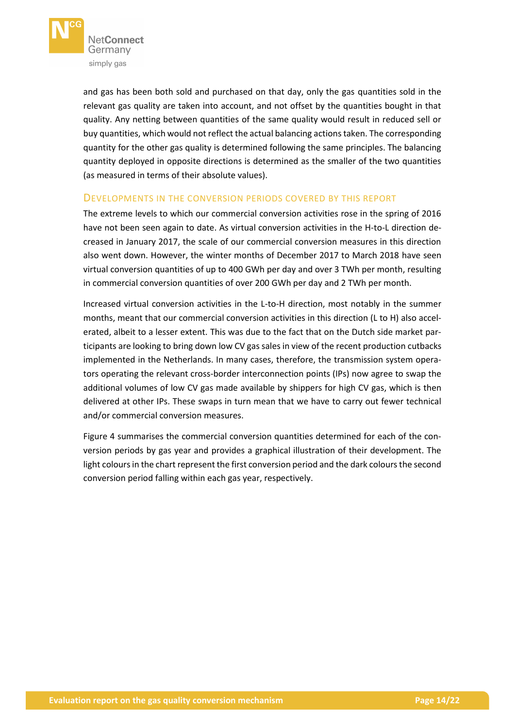and gas has been both sold and purchased on that day, only the gas quantities sold in the relevant gas quality are taken into account, and not offset by the quantities bought in that quality. Any netting between quantities of the same quality would result in reduced sell or buy quantities, which would not reflect the actual balancing actions taken. The corresponding quantity for the other gas quality is determined following the same principles. The balancing quantity deployed in opposite directions is determined as the smaller of the two quantities (as measured in terms of their absolute values).

### Developments in the conversion periods covered by this report

The extreme levels to which our commercial conversion activities rose in the spring of 2016 have not been seen again to date. As virtual conversion activities in the H-to-L direction decreased in January 2017, the scale of our commercial conversion measures in this direction also went down. However, the winter months of December 2017 to March 2018 have seen virtual conversion quantities of up to 400 GWh per day and over 3 TWh per month, resulting in commercial conversion quantities of over 200 GWh per day and 2 TWh per month.

Increased virtual conversion activities in the L-to-H direction, most notably in the summer months, meant that our commercial conversion activities in this direction (L to H) also accelerated, albeit to a lesser extent. This was due to the fact that on the Dutch side market participants are looking to bring down low CV gas sales in view of the recent production cutbacks implemented in the Netherlands. In many cases, therefore, the transmission system operators operating the relevant cross-border interconnection points (IPs) now agree to swap the additional volumes of low CV gas made available by shippers for high CV gas, which is then delivered at other IPs. These swaps in turn mean that we have to carry out fewer technical and/or commercial conversion measures.

Figure 4 summarises the commercial conversion quantities determined for each of the conversion periods by gas year and provides a graphical illustration of their development. The light colours in the chart represent the first conversion period and the dark colours the second conversion period falling within each gas year, respectively.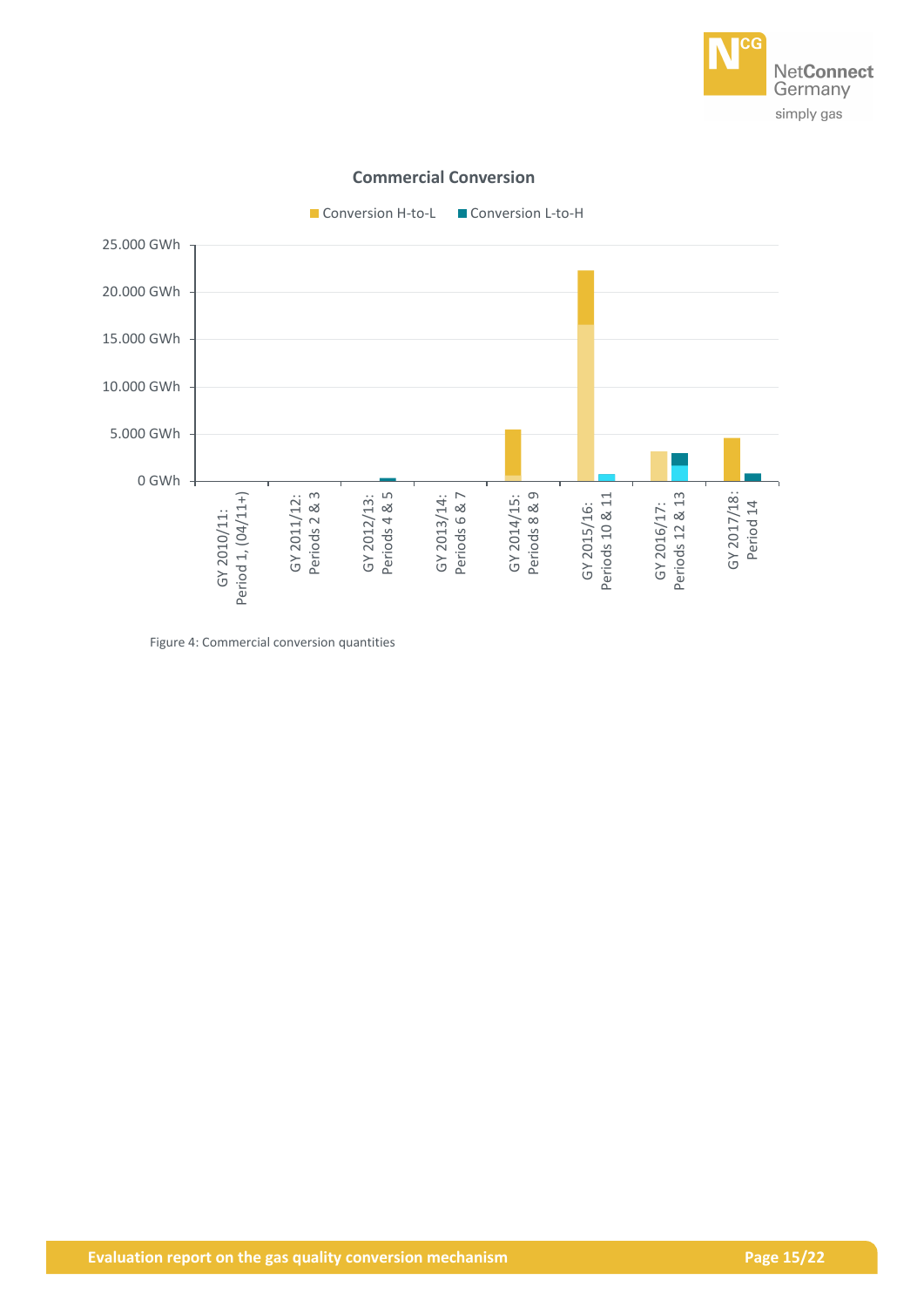**Commercial Conversion**

Conversion H-to-L ■ Conversion L-to-H

25.000 GWh
20.000 GWh
15.000 GWh
10.000 GWh
5.000 GWh
0 GWh

GY 2010/11: Period 1, (04/11+)
GY 2011/12: Periods 2 & 3
GY 2012/13: Periods 4 & 5
GY 2013/14: Periods 6 & 7
GY 2014/15: Periods 8 & 9
GY 2015/16: Periods 10 & 11
GY 2016/17: Periods 12 & 13
GY 2017/18: Period 14

Figure 4: Commercial conversion quantities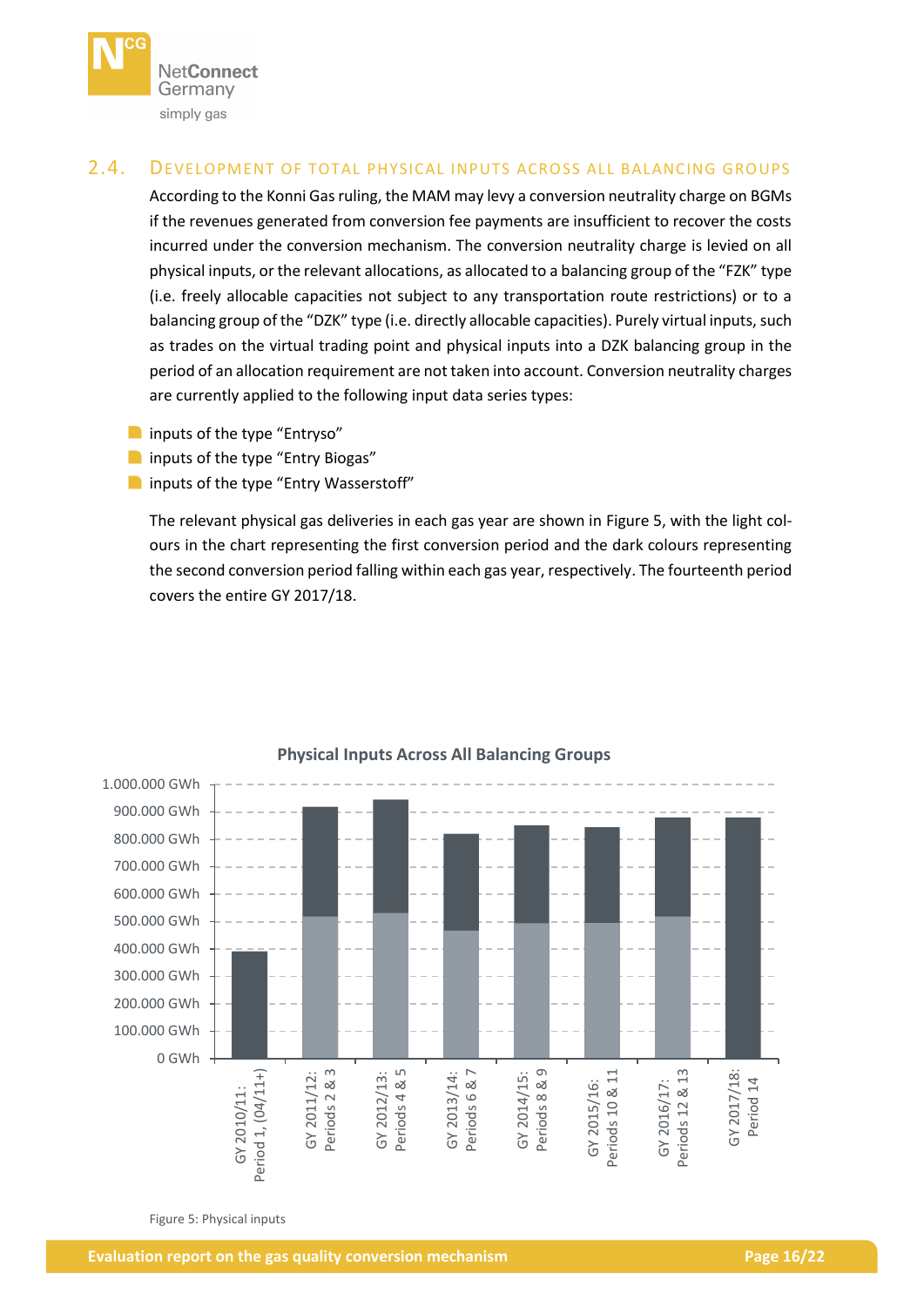## 2.4. Development of total physical inputs across all balancing groups

According to the Konni Gas ruling, the MAM may levy a conversion neutrality charge on BGMs if the revenues generated from conversion fee payments are insufficient to recover the costs incurred under the conversion mechanism. The conversion neutrality charge is levied on all physical inputs, or the relevant allocations, as allocated to a balancing group of the "FZK" type (i.e. freely allocable capacities not subject to any transportation route restrictions) or to a balancing group of the "DZK" type (i.e. directly allocable capacities). Purely virtual inputs, such as trades on the virtual trading point and physical inputs into a DZK balancing group in the period of an allocation requirement are not taken into account. Conversion neutrality charges are currently applied to the following input data series types:

- inputs of the type "Entryso"
- inputs of the type "Entry Biogas"
- inputs of the type "Entry Wasserstoff"

The relevant physical gas deliveries in each gas year are shown in Figure 5, with the light colours in the chart representing the first conversion period and the dark colours representing the second conversion period falling within each gas year, respectively. The fourteenth period covers the entire GY 2017/18.

**Physical Inputs Across All Balancing Groups**

Figure 5: Physical inputs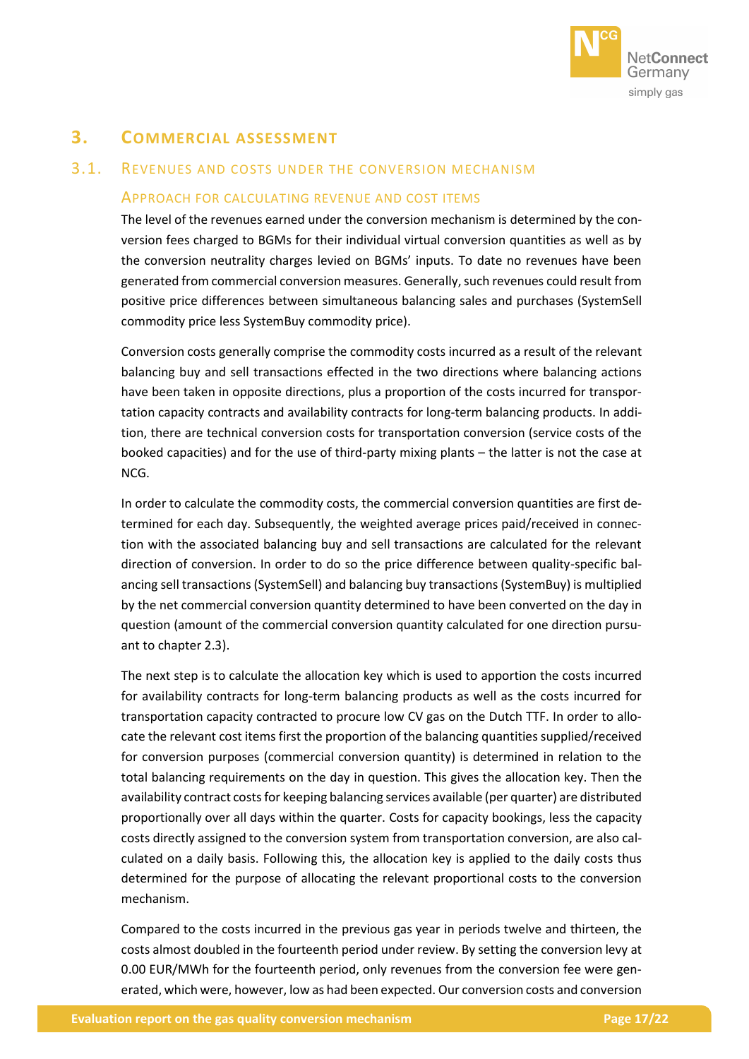# 3. Commercial assessment

## 3.1. Revenues and costs under the conversion mechanism

### Approach for calculating revenue and cost items

The level of the revenues earned under the conversion mechanism is determined by the conversion fees charged to BGMs for their individual virtual conversion quantities as well as by the conversion neutrality charges levied on BGMs' inputs. To date no revenues have been generated from commercial conversion measures. Generally, such revenues could result from positive price differences between simultaneous balancing sales and purchases (SystemSell commodity price less SystemBuy commodity price).

Conversion costs generally comprise the commodity costs incurred as a result of the relevant balancing buy and sell transactions effected in the two directions where balancing actions have been taken in opposite directions, plus a proportion of the costs incurred for transportation capacity contracts and availability contracts for long-term balancing products. In addition, there are technical conversion costs for transportation conversion (service costs of the booked capacities) and for the use of third-party mixing plants – the latter is not the case at NCG.

In order to calculate the commodity costs, the commercial conversion quantities are first determined for each day. Subsequently, the weighted average prices paid/received in connection with the associated balancing buy and sell transactions are calculated for the relevant direction of conversion. In order to do so the price difference between quality-specific balancing sell transactions (SystemSell) and balancing buy transactions (SystemBuy) is multiplied by the net commercial conversion quantity determined to have been converted on the day in question (amount of the commercial conversion quantity calculated for one direction pursuant to chapter 2.3).

The next step is to calculate the allocation key which is used to apportion the costs incurred for availability contracts for long-term balancing products as well as the costs incurred for transportation capacity contracted to procure low CV gas on the Dutch TTF. In order to allocate the relevant cost items first the proportion of the balancing quantities supplied/received for conversion purposes (commercial conversion quantity) is determined in relation to the total balancing requirements on the day in question. This gives the allocation key. Then the availability contract costs for keeping balancing services available (per quarter) are distributed proportionally over all days within the quarter. Costs for capacity bookings, less the capacity costs directly assigned to the conversion system from transportation conversion, are also calculated on a daily basis. Following this, the allocation key is applied to the daily costs thus determined for the purpose of allocating the relevant proportional costs to the conversion mechanism.

Compared to the costs incurred in the previous gas year in periods twelve and thirteen, the costs almost doubled in the fourteenth period under review. By setting the conversion levy at 0.00 EUR/MWh for the fourteenth period, only revenues from the conversion fee were generated, which were, however, low as had been expected. Our conversion costs and conversion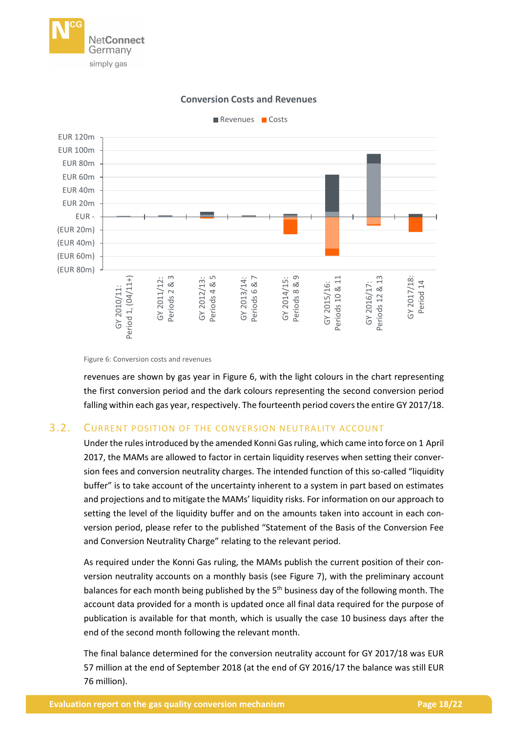**Conversion Costs and Revenues**

■ Revenues ■ Costs

Figure 6: Conversion costs and revenues

revenues are shown by gas year in Figure 6, with the light colours in the chart representing the first conversion period and the dark colours representing the second conversion period falling within each gas year, respectively. The fourteenth period covers the entire GY 2017/18.

## 3.2. Current position of the conversion neutrality account

Under the rules introduced by the amended Konni Gas ruling, which came into force on 1 April 2017, the MAMs are allowed to factor in certain liquidity reserves when setting their conversion fees and conversion neutrality charges. The intended function of this so-called "liquidity buffer" is to take account of the uncertainty inherent to a system in part based on estimates and projections and to mitigate the MAMs' liquidity risks. For information on our approach to setting the level of the liquidity buffer and on the amounts taken into account in each conversion period, please refer to the published "Statement of the Basis of the Conversion Fee and Conversion Neutrality Charge" relating to the relevant period.

As required under the Konni Gas ruling, the MAMs publish the current position of their conversion neutrality accounts on a monthly basis (see Figure 7), with the preliminary account balances for each month being published by the 5th business day of the following month. The account data provided for a month is updated once all final data required for the purpose of publication is available for that month, which is usually the case 10 business days after the end of the second month following the relevant month.

The final balance determined for the conversion neutrality account for GY 2017/18 was EUR 57 million at the end of September 2018 (at the end of GY 2016/17 the balance was still EUR 76 million).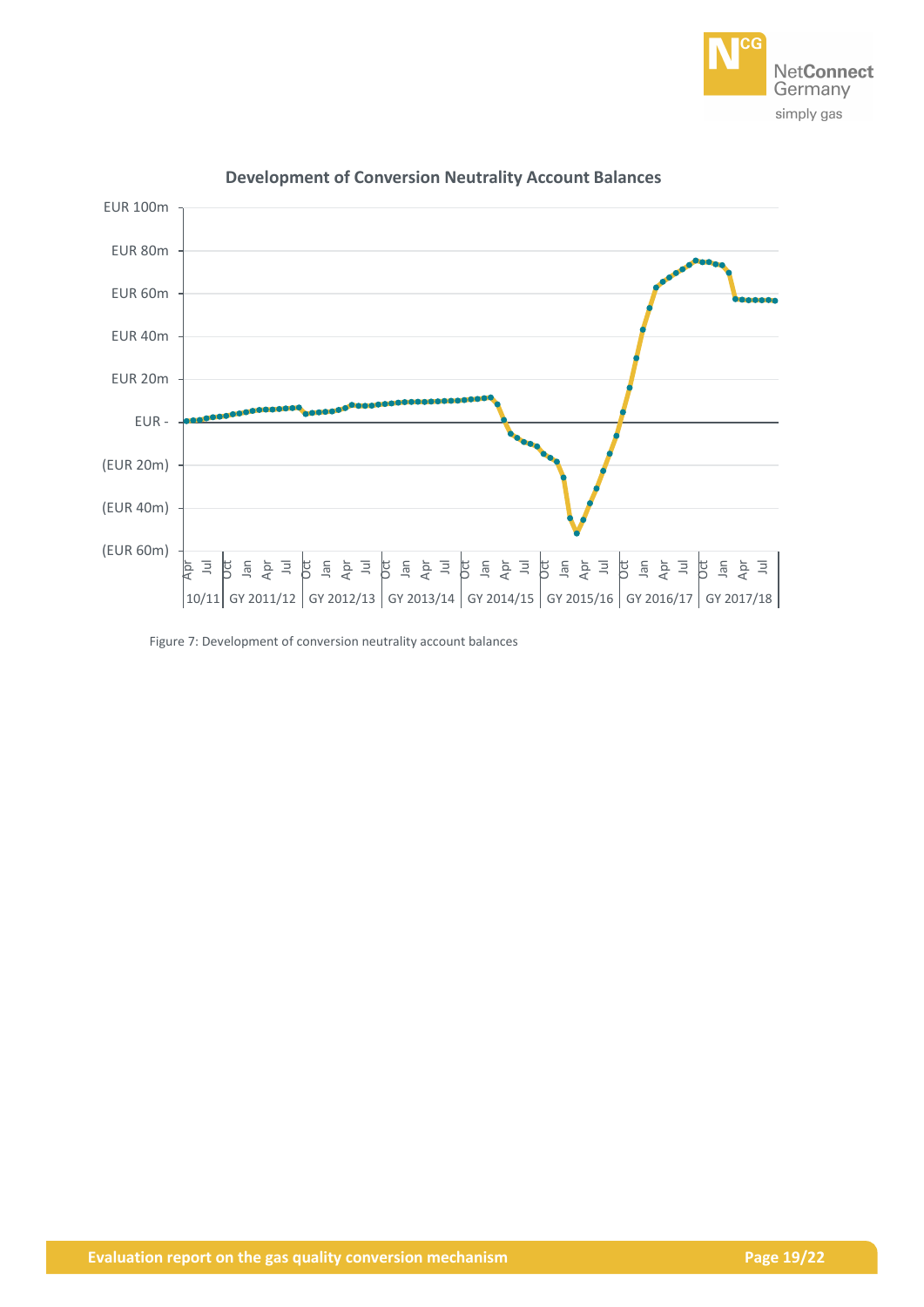**Development of Conversion Neutrality Account Balances**

Figure 7: Development of conversion neutrality account balances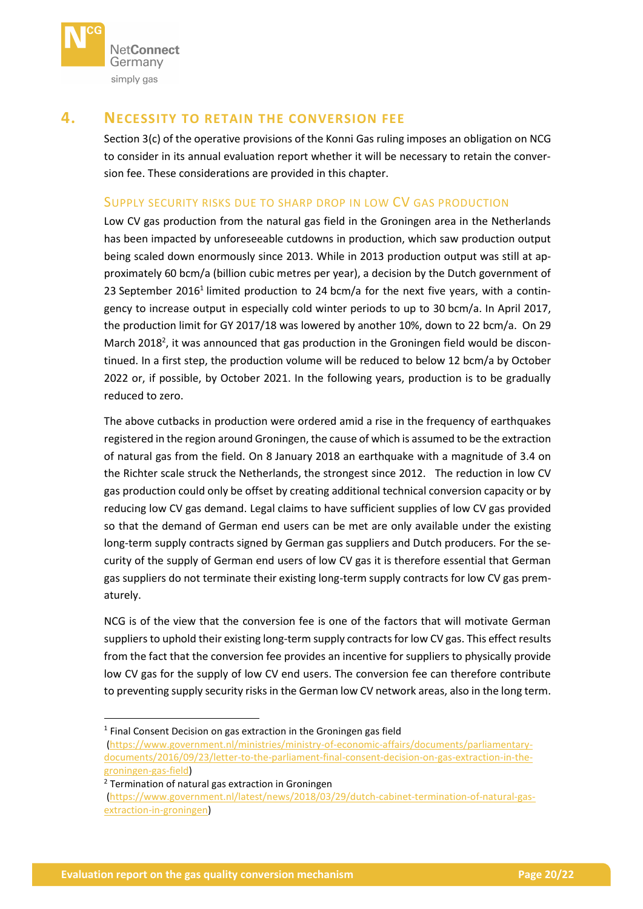# 4. Necessity to retain the conversion fee

Section 3(c) of the operative provisions of the Konni Gas ruling imposes an obligation on NCG to consider in its annual evaluation report whether it will be necessary to retain the conversion fee. These considerations are provided in this chapter.

## Supply security risks due to sharp drop in low CV gas production

Low CV gas production from the natural gas field in the Groningen area in the Netherlands has been impacted by unforeseeable cutdowns in production, which saw production output being scaled down enormously since 2013. While in 2013 production output was still at approximately 60 bcm/a (billion cubic metres per year), a decision by the Dutch government of 23 September 2016[1] limited production to 24 bcm/a for the next five years, with a contingency to increase output in especially cold winter periods to up to 30 bcm/a. In April 2017, the production limit for GY 2017/18 was lowered by another 10%, down to 22 bcm/a. On 29 March 2018[2], it was announced that gas production in the Groningen field would be discontinued. In a first step, the production volume will be reduced to below 12 bcm/a by October 2022 or, if possible, by October 2021. In the following years, production is to be gradually reduced to zero.

The above cutbacks in production were ordered amid a rise in the frequency of earthquakes registered in the region around Groningen, the cause of which is assumed to be the extraction of natural gas from the field. On 8 January 2018 an earthquake with a magnitude of 3.4 on the Richter scale struck the Netherlands, the strongest since 2012. The reduction in low CV gas production could only be offset by creating additional technical conversion capacity or by reducing low CV gas demand. Legal claims to have sufficient supplies of low CV gas provided so that the demand of German end users can be met are only available under the existing long-term supply contracts signed by German gas suppliers and Dutch producers. For the security of the supply of German end users of low CV gas it is therefore essential that German gas suppliers do not terminate their existing long-term supply contracts for low CV gas prematurely.

NCG is of the view that the conversion fee is one of the factors that will motivate German suppliers to uphold their existing long-term supply contracts for low CV gas. This effect results from the fact that the conversion fee provides an incentive for suppliers to physically provide low CV gas for the supply of low CV end users. The conversion fee can therefore contribute to preventing supply security risks in the German low CV network areas, also in the long term.

---

[1] Final Consent Decision on gas extraction in the Groningen gas field (https://www.government.nl/ministries/ministry-of-economic-affairs/documents/parliamentary-documents/2016/09/23/letter-to-the-parliament-final-consent-decision-on-gas-extraction-in-the-groningen-gas-field)

[2] Termination of natural gas extraction in Groningen (https://www.government.nl/latest/news/2018/03/29/dutch-cabinet-termination-of-natural-gas-extraction-in-groningen)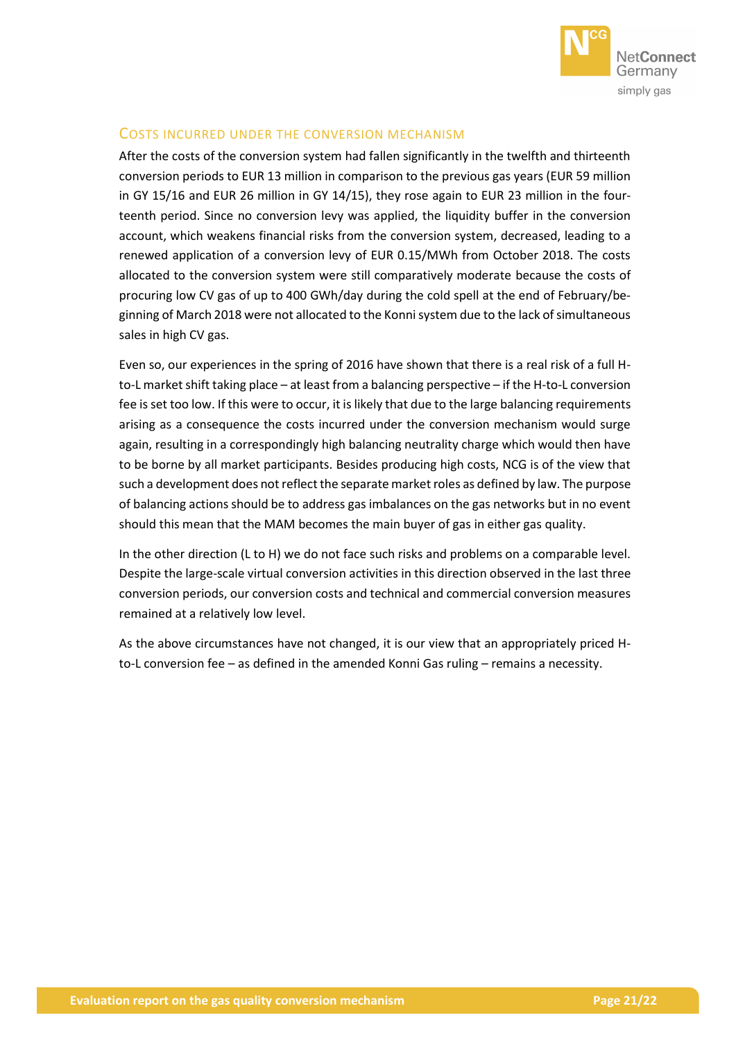## Costs incurred under the conversion mechanism

After the costs of the conversion system had fallen significantly in the twelfth and thirteenth conversion periods to EUR 13 million in comparison to the previous gas years (EUR 59 million in GY 15/16 and EUR 26 million in GY 14/15), they rose again to EUR 23 million in the fourteenth period. Since no conversion levy was applied, the liquidity buffer in the conversion account, which weakens financial risks from the conversion system, decreased, leading to a renewed application of a conversion levy of EUR 0.15/MWh from October 2018. The costs allocated to the conversion system were still comparatively moderate because the costs of procuring low CV gas of up to 400 GWh/day during the cold spell at the end of February/beginning of March 2018 were not allocated to the Konni system due to the lack of simultaneous sales in high CV gas.

Even so, our experiences in the spring of 2016 have shown that there is a real risk of a full H-to-L market shift taking place – at least from a balancing perspective – if the H-to-L conversion fee is set too low. If this were to occur, it is likely that due to the large balancing requirements arising as a consequence the costs incurred under the conversion mechanism would surge again, resulting in a correspondingly high balancing neutrality charge which would then have to be borne by all market participants. Besides producing high costs, NCG is of the view that such a development does not reflect the separate market roles as defined by law. The purpose of balancing actions should be to address gas imbalances on the gas networks but in no event should this mean that the MAM becomes the main buyer of gas in either gas quality.

In the other direction (L to H) we do not face such risks and problems on a comparable level. Despite the large-scale virtual conversion activities in this direction observed in the last three conversion periods, our conversion costs and technical and commercial conversion measures remained at a relatively low level.

As the above circumstances have not changed, it is our view that an appropriately priced H-to-L conversion fee – as defined in the amended Konni Gas ruling – remains a necessity.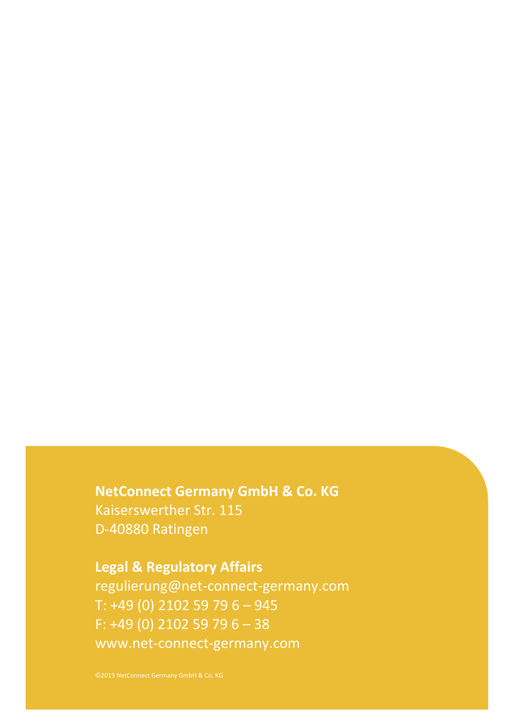**NetConnect Germany GmbH & Co. KG**
Kaiserswerther Str. 115
D-40880 Ratingen

**Legal & Regulatory Affairs**
regulierung@net-connect-germany.com
T: +49 (0) 2102 59 79 6 – 945
F: +49 (0) 2102 59 79 6 – 38
www.net-connect-germany.com

©2019 NetConnect Germany GmbH & Co. KG